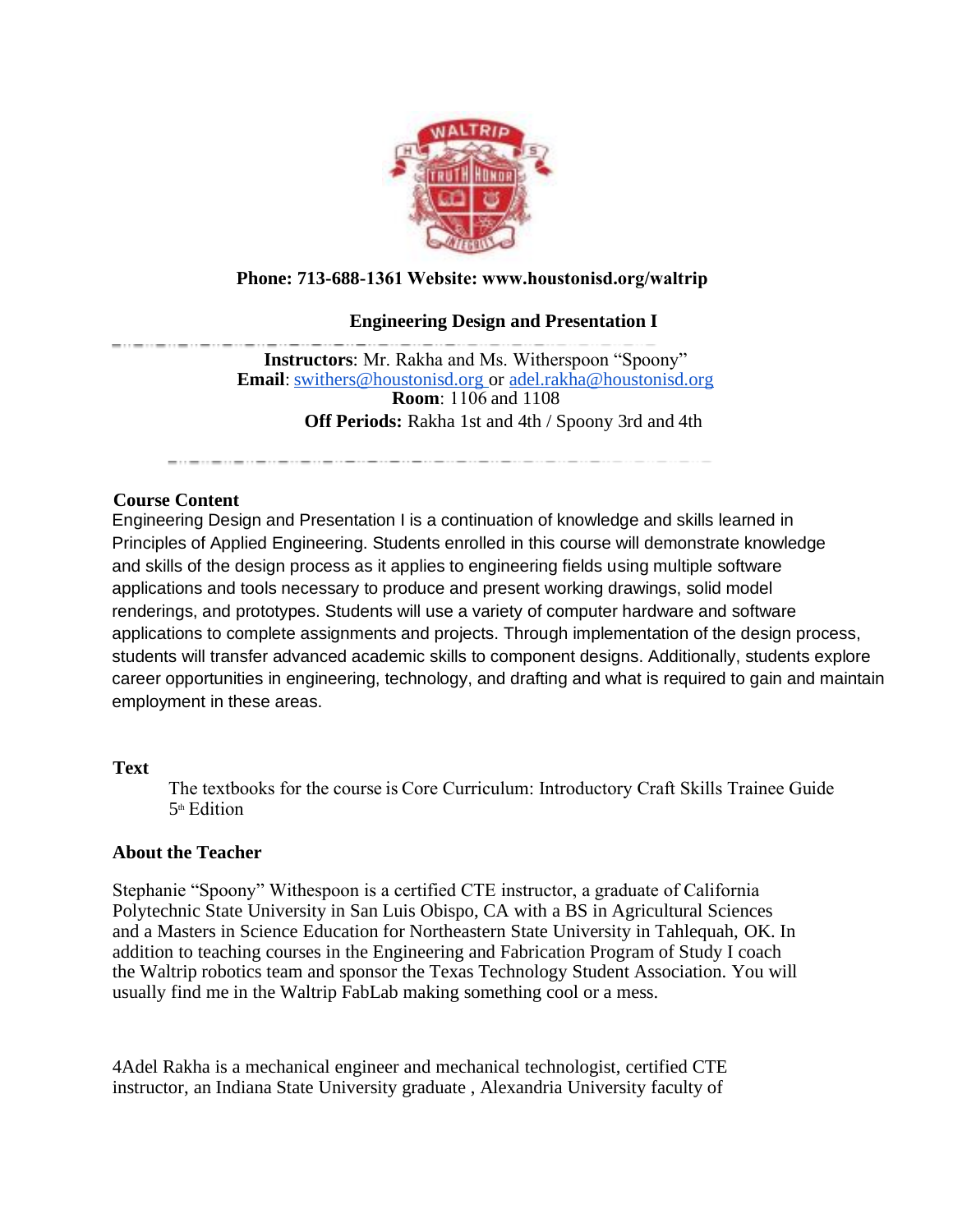**Phone: 713-688-1361 Website: www.houstonisd.org/waltrip**

## Engineering Design and Presentation I

**Instructors**: Mr. Rakha and Ms. Witherspoon "Spoony"
**Email**: swithers@houstonisd.org or adel.rakha@houstonisd.org
**Room**: 1106 and 1108
**Off Periods:** Rakha 1st and 4th / Spoony 3rd and 4th

### Course Content

Engineering Design and Presentation I is a continuation of knowledge and skills learned in Principles of Applied Engineering. Students enrolled in this course will demonstrate knowledge and skills of the design process as it applies to engineering fields using multiple software applications and tools necessary to produce and present working drawings, solid model renderings, and prototypes. Students will use a variety of computer hardware and software applications to complete assignments and projects. Through implementation of the design process, students will transfer advanced academic skills to component designs. Additionally, students explore career opportunities in engineering, technology, and drafting and what is required to gain and maintain employment in these areas.

### Text

The textbooks for the course is Core Curriculum: Introductory Craft Skills Trainee Guide 5th Edition

### About the Teacher

Stephanie "Spoony" Withespoon is a certified CTE instructor, a graduate of California Polytechnic State University in San Luis Obispo, CA with a BS in Agricultural Sciences and a Masters in Science Education for Northeastern State University in Tahlequah, OK. In addition to teaching courses in the Engineering and Fabrication Program of Study I coach the Waltrip robotics team and sponsor the Texas Technology Student Association. You will usually find me in the Waltrip FabLab making something cool or a mess.

4Adel Rakha is a mechanical engineer and mechanical technologist, certified CTE instructor, an Indiana State University graduate , Alexandria University faculty of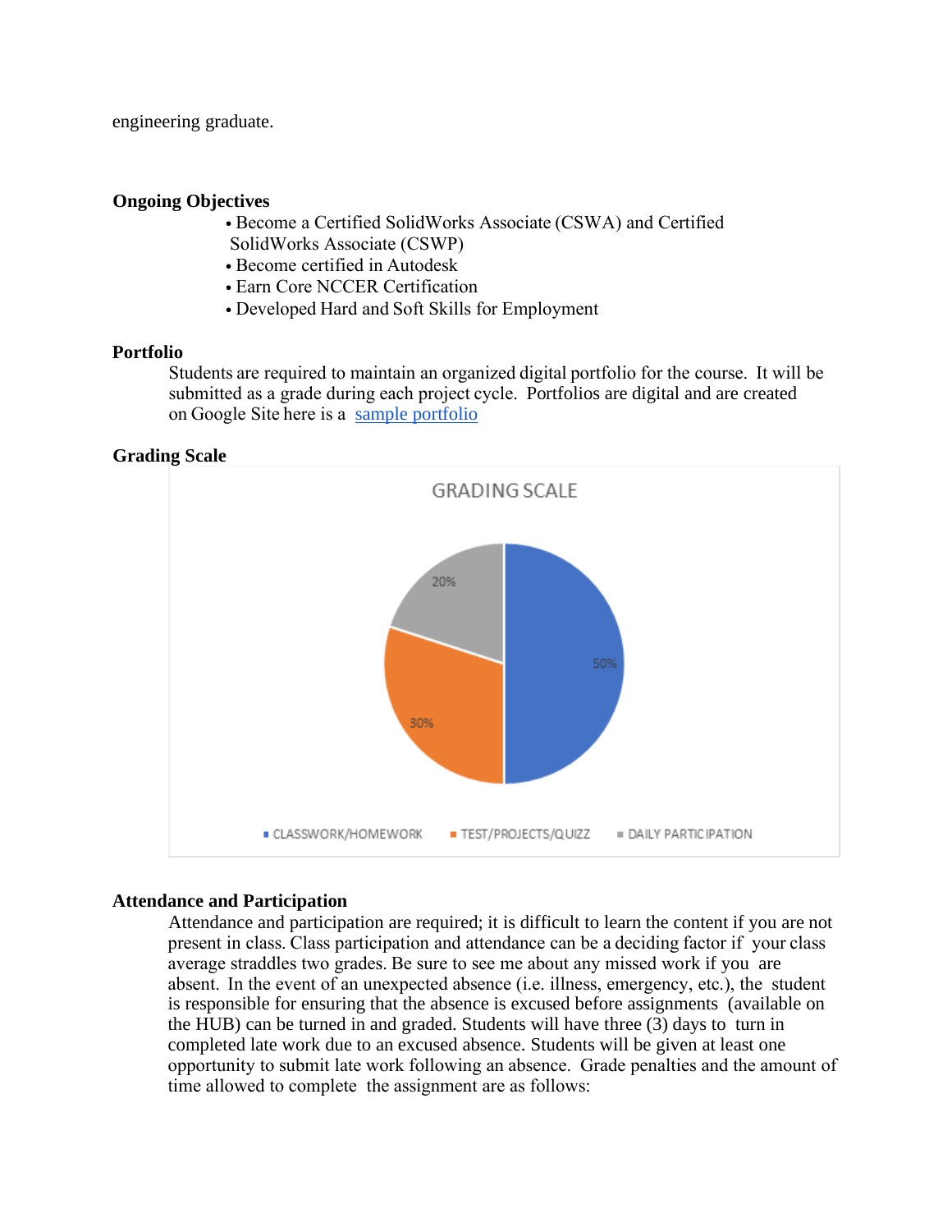engineering graduate.

**Ongoing Objectives**

- Become a Certified SolidWorks Associate (CSWA) and Certified SolidWorks Associate (CSWP)
- Become certified in Autodesk
- Earn Core NCCER Certification
- Developed Hard and Soft Skills for Employment

**Portfolio**

Students are required to maintain an organized digital portfolio for the course. It will be submitted as a grade during each project cycle. Portfolios are digital and are created on Google Site here is a [sample portfolio](sample portfolio)

**Grading Scale**

GRADING SCALE

| Category | Percentage |
|---|---|
| CLASSWORK/HOMEWORK | 50% |
| TEST/PROJECTS/QUIZZ | 30% |
| DAILY PARTICIPATION | 20% |

**Attendance and Participation**

Attendance and participation are required; it is difficult to learn the content if you are not present in class. Class participation and attendance can be a deciding factor if your class average straddles two grades. Be sure to see me about any missed work if you are absent. In the event of an unexpected absence (i.e. illness, emergency, etc.), the student is responsible for ensuring that the absence is excused before assignments (available on the HUB) can be turned in and graded. Students will have three (3) days to turn in completed late work due to an excused absence. Students will be given at least one opportunity to submit late work following an absence. Grade penalties and the amount of time allowed to complete the assignment are as follows: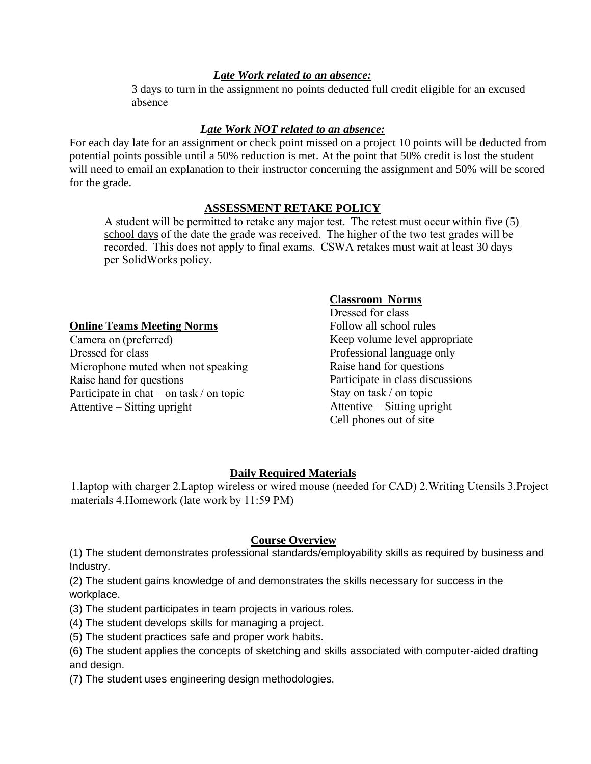***Late Work related to an absence:***

3 days to turn in the assignment no points deducted full credit eligible for an excused absence

***Late Work NOT related to an absence:***

For each day late for an assignment or check point missed on a project 10 points will be deducted from potential points possible until a 50% reduction is met. At the point that 50% credit is lost the student will need to email an explanation to their instructor concerning the assignment and 50% will be scored for the grade.

## ASSESSMENT RETAKE POLICY

A student will be permitted to retake any major test. The retest must occur within five (5) school days of the date the grade was received. The higher of the two test grades will be recorded. This does not apply to final exams. CSWA retakes must wait at least 30 days per SolidWorks policy.

**Online Teams Meeting Norms**

Camera on (preferred)
Dressed for class
Microphone muted when not speaking
Raise hand for questions
Participate in chat – on task / on topic
Attentive – Sitting upright

**Classroom Norms**

Dressed for class
Follow all school rules
Keep volume level appropriate
Professional language only
Raise hand for questions
Participate in class discussions
Stay on task / on topic
Attentive – Sitting upright
Cell phones out of site

## Daily Required Materials

1.laptop with charger 2.Laptop wireless or wired mouse (needed for CAD) 2.Writing Utensils 3.Project materials 4.Homework (late work by 11:59 PM)

## Course Overview

(1) The student demonstrates professional standards/employability skills as required by business and Industry.

(2) The student gains knowledge of and demonstrates the skills necessary for success in the workplace.

(3) The student participates in team projects in various roles.

(4) The student develops skills for managing a project.

(5) The student practices safe and proper work habits.

(6) The student applies the concepts of sketching and skills associated with computer-aided drafting and design.

(7) The student uses engineering design methodologies.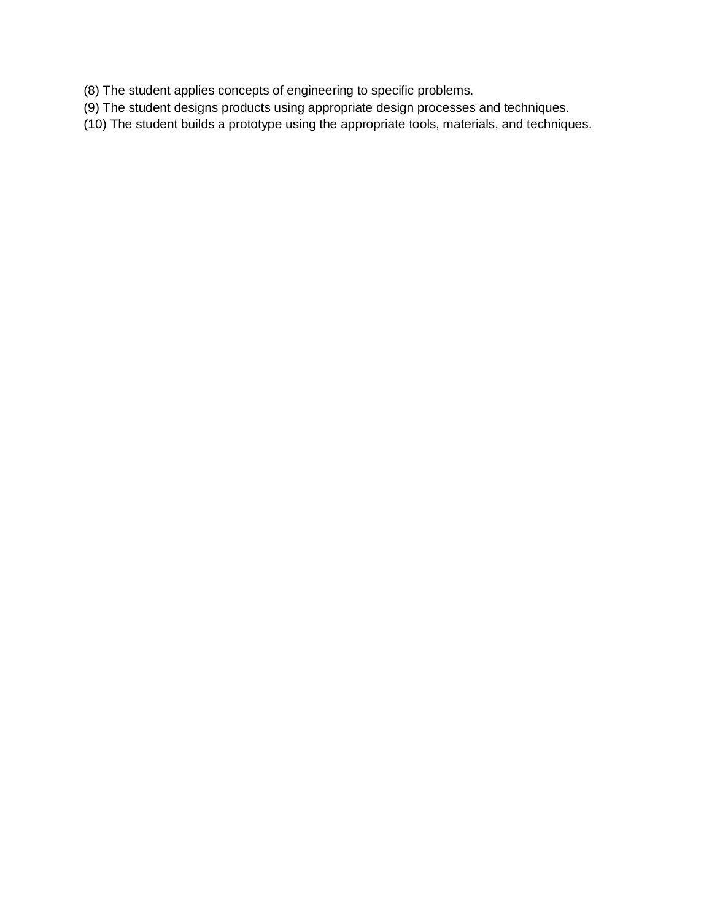(8) The student applies concepts of engineering to specific problems.
(9) The student designs products using appropriate design processes and techniques.
(10) The student builds a prototype using the appropriate tools, materials, and techniques.